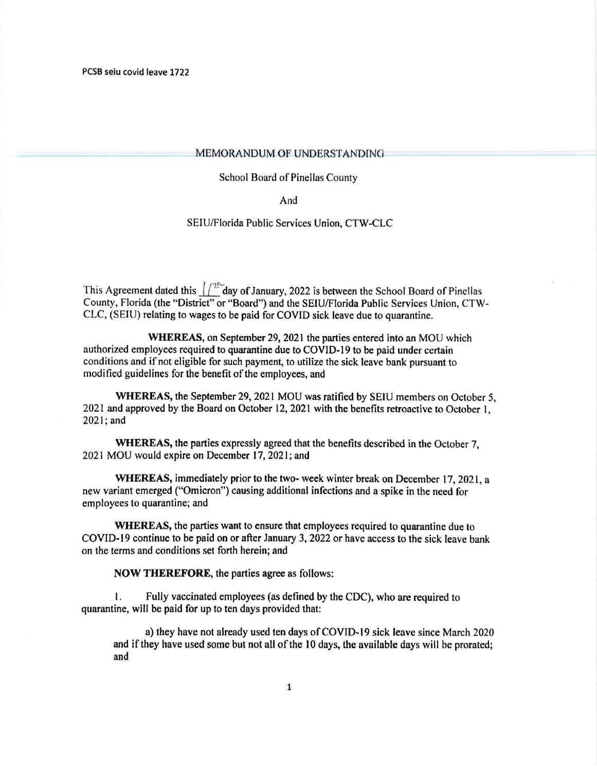PCSB seiu covid leave 1722

## MEMORANDUM OF UNDERSTANDING

School Board of Pinellas County

And

SEIU/Florida Public Services Union, CTW-CLC

This Agreement dated this 17th day of January, 2022 is between the School Board of Pinellas County, Florida (the "District" or "Board") and the SEIU/Florida Public Services Union, CTW-CLC, (SEIU) relating to wages to be paid for COVID sick leave due to quarantine.

**WHEREAS,** on September 29, 2021 the parties entered into an MOU which authorized employees required to quarantine due to COVID-19 to be paid under certain conditions and if not eligible for such payment, to utilize the sick leave bank pursuant to modified guidelines for the benefit of the employees, and

**WHEREAS,** the September 29, 2021 MOU was ratified by SEIU members on October 5, 2021 and approved by the Board on October 12, 2021 with the benefits retroactive to October 1, 2021; and

**WHEREAS,** the parties expressly agreed that the benefits described in the October 7, 2021 MOU would expire on December 17, 2021; and

**WHEREAS,** immediately prior to the two- week winter break on December 17, 2021, a new variant emerged ("Omicron") causing additional infections and a spike in the need for employees to quarantine; and

**WHEREAS,** the parties want to ensure that employees required to quarantine due to COVID-19 continue to be paid on or after January 3, 2022 or have access to the sick leave bank on the terms and conditions set forth herein; and

**NOW THEREFORE,** the parties agree as follows:

1. Fully vaccinated employees (as defined by the CDC), who are required to quarantine, will be paid for up to ten days provided that:

    a) they have not already used ten days of COVID-19 sick leave since March 2020 and if they have used some but not all of the 10 days, the available days will be prorated; and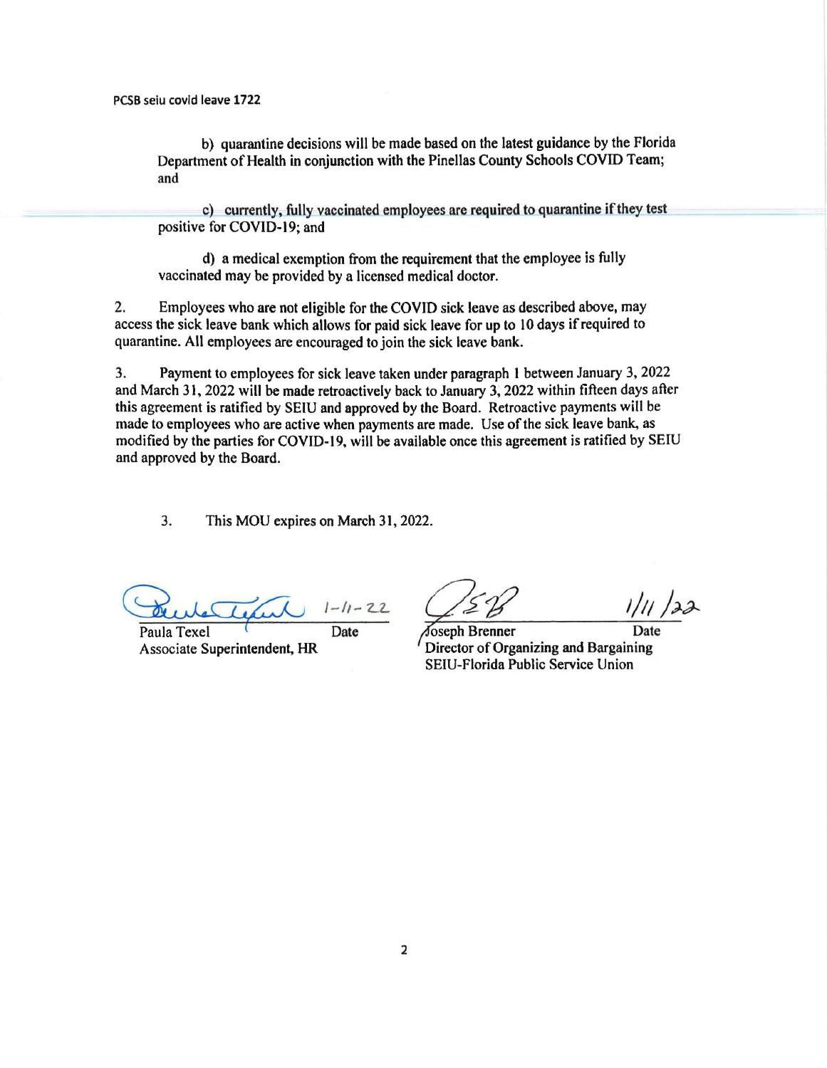b) quarantine decisions will be made based on the latest guidance by the Florida Department of Health in conjunction with the Pinellas County Schools COVID Team; and

c) currently, fully vaccinated employees are required to quarantine if they test positive for COVID-19; and

d) a medical exemption from the requirement that the employee is fully vaccinated may be provided by a licensed medical doctor.

2. Employees who are not eligible for the COVID sick leave as described above, may access the sick leave bank which allows for paid sick leave for up to 10 days if required to quarantine. All employees are encouraged to join the sick leave bank.

3. Payment to employees for sick leave taken under paragraph 1 between January 3, 2022 and March 31, 2022 will be made retroactively back to January 3, 2022 within fifteen days after this agreement is ratified by SEIU and approved by the Board. Retroactive payments will be made to employees who are active when payments are made. Use of the sick leave bank, as modified by the parties for COVID-19, will be available once this agreement is ratified by SEIU and approved by the Board.

3. This MOU expires on March 31, 2022.

| | | | |
|---|---|---|---|
| [signature] | 1-11-22 | [signature] | 1/11/22 |
| Paula Texel<br>Associate Superintendent, HR | Date | Joseph Brenner<br>Director of Organizing and Bargaining<br>SEIU-Florida Public Service Union | Date |